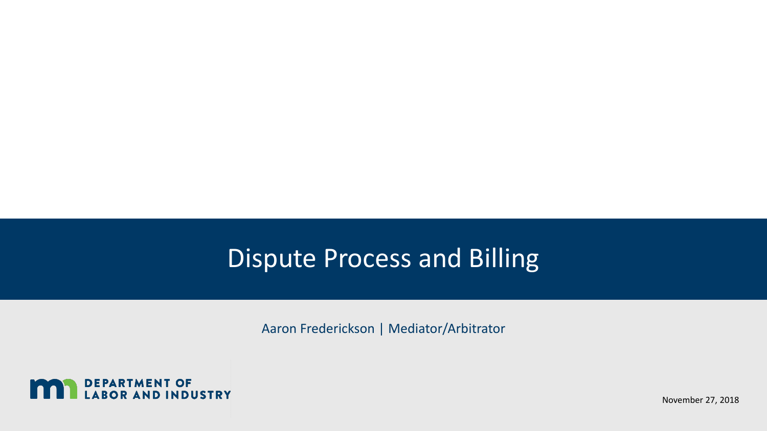# Dispute Process and Billing

Aaron Frederickson | Mediator/Arbitrator

DEPARTMENT OF LABOR AND INDUSTRY

November 27, 2018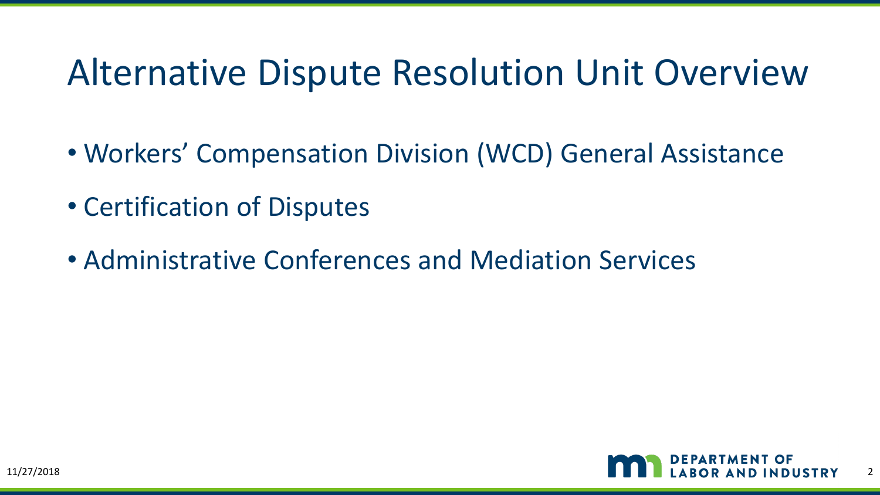# Alternative Dispute Resolution Unit Overview

- Workers' Compensation Division (WCD) General Assistance
- Certification of Disputes
- Administrative Conferences and Mediation Services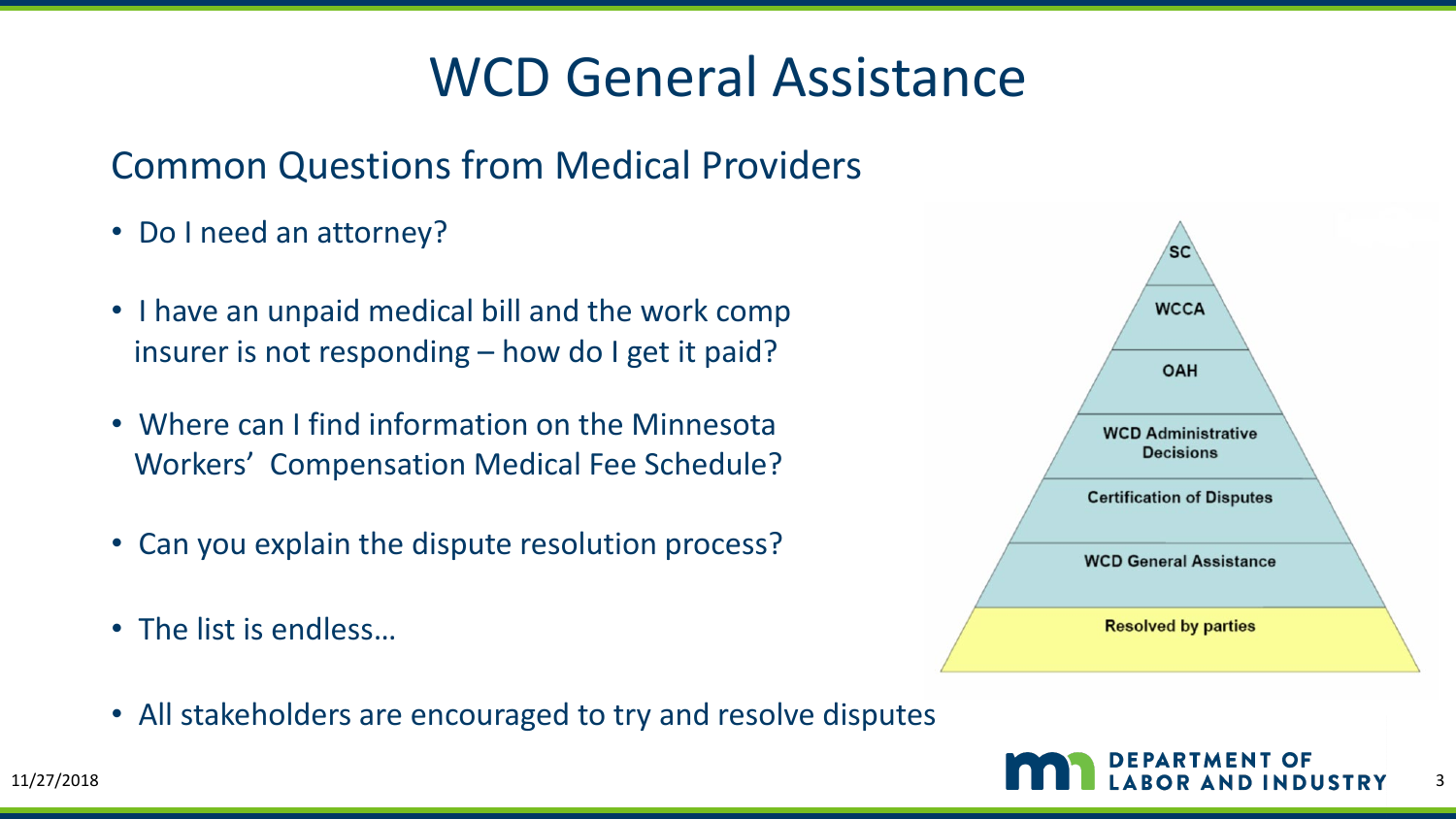# WCD General Assistance

## Common Questions from Medical Providers

- Do I need an attorney?
- I have an unpaid medical bill and the work comp insurer is not responding – how do I get it paid?
- Where can I find information on the Minnesota Workers' Compensation Medical Fee Schedule?
- Can you explain the dispute resolution process?
- The list is endless…

- SC
- WCCA
- OAH
- WCD Administrative Decisions
- Certification of Disputes
- WCD General Assistance
- Resolved by parties

- All stakeholders are encouraged to try and resolve disputes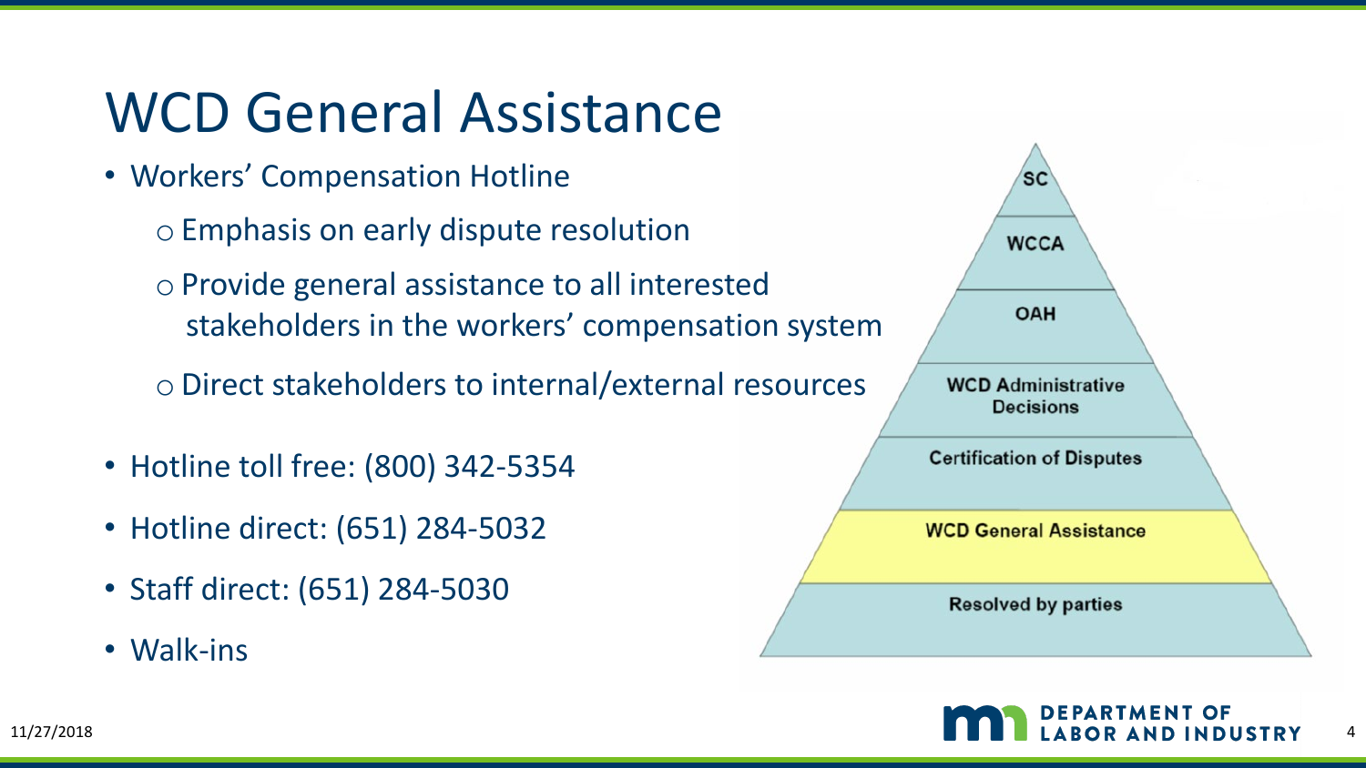# WCD General Assistance

- Workers' Compensation Hotline
  - Emphasis on early dispute resolution
  - Provide general assistance to all interested stakeholders in the workers' compensation system
  - Direct stakeholders to internal/external resources
- Hotline toll free: (800) 342-5354
- Hotline direct: (651) 284-5032
- Staff direct: (651) 284-5030
- Walk-ins

SC

WCCA

OAH

WCD Administrative Decisions

Certification of Disputes

WCD General Assistance

Resolved by parties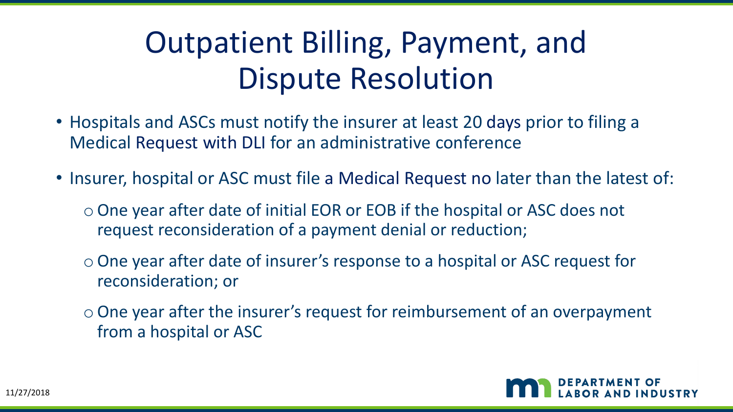# Outpatient Billing, Payment, and Dispute Resolution

- Hospitals and ASCs must notify the insurer at least 20 days prior to filing a Medical Request with DLI for an administrative conference
- Insurer, hospital or ASC must file a Medical Request no later than the latest of:
  - One year after date of initial EOR or EOB if the hospital or ASC does not request reconsideration of a payment denial or reduction;
  - One year after date of insurer's response to a hospital or ASC request for reconsideration; or
  - One year after the insurer's request for reimbursement of an overpayment from a hospital or ASC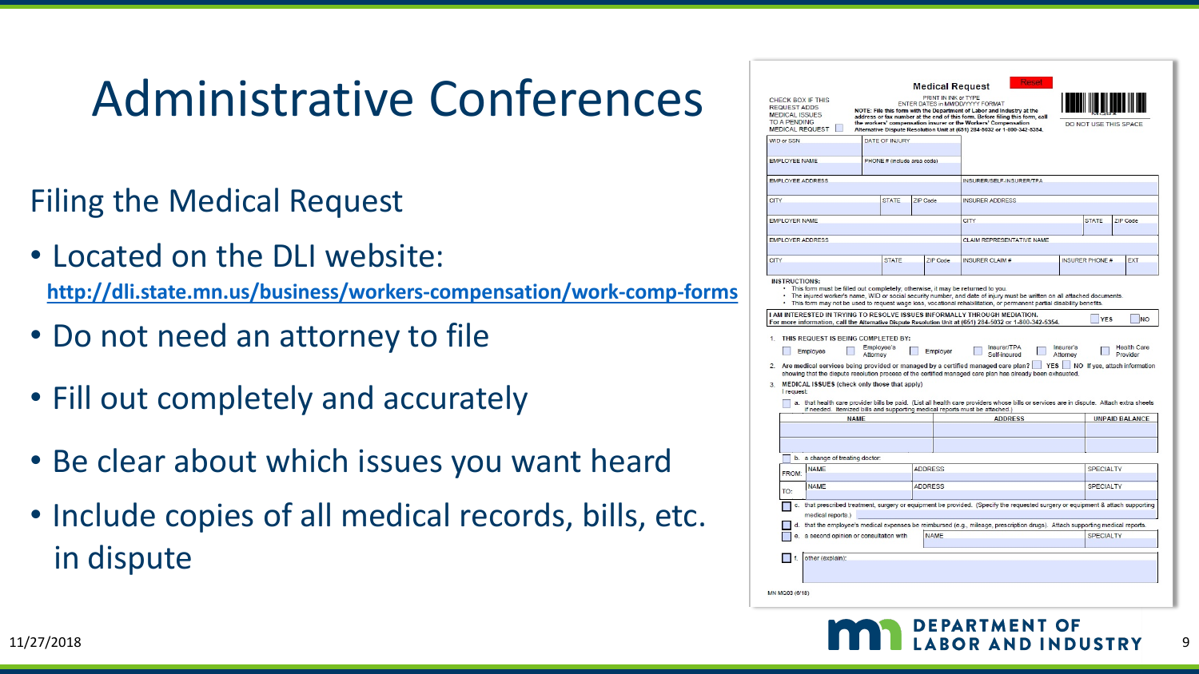# Administrative Conferences

## Filing the Medical Request

- Located on the DLI website: **http://dli.state.mn.us/business/workers-compensation/work-comp-forms**
- Do not need an attorney to file
- Fill out completely and accurately
- Be clear about which issues you want heard
- Include copies of all medical records, bills, etc. in dispute

**Medical Request**

CHECK BOX IF THIS REQUEST ADDS MEDICAL ISSUES TO A PENDING MEDICAL REQUEST ☐

PRINT IN INK or TYPE
ENTER DATES in MM/DD/YYYY FORMAT
NOTE: File this form with the Department of Labor and Industry at the address or fax number at the end of this form. Before filing this form, call the workers' compensation insurer or the Workers' Compensation Alternative Dispute Resolution Unit at (651) 284-5032 or 1-800-342-5354.

DO NOT USE THIS SPACE

| WID or SSN | DATE OF INJURY | | |
|---|---|---|---|
| EMPLOYEE NAME | PHONE # (include area code) | | |
| EMPLOYEE ADDRESS | | INSURER/SELF-INSURER/TPA | |
| CITY / STATE / ZIP Code | | INSURER ADDRESS | |
| EMPLOYER NAME | | CITY / STATE / ZIP Code | |
| EMPLOYER ADDRESS | | CLAIM REPRESENTATIVE NAME | |
| CITY / STATE / ZIP Code | | INSURER CLAIM # | INSURER PHONE # / EXT |

**INSTRUCTIONS:**
- This form must be filled out completely; otherwise, it may be returned to you.
- The injured worker's name, WID or social security number, and date of injury must be written on all attached documents.
- This form may not be used to request wage loss, vocational rehabilitation, or permanent partial disability benefits.

**I AM INTERESTED IN TRYING TO RESOLVE ISSUES INFORMALLY THROUGH MEDIATION.**
For more information, call the Alternative Dispute Resolution Unit at (651) 284-5032 or 1-800-342-5354. ☐ YES ☐ NO

1. **THIS REQUEST IS BEING COMPLETED BY:**
   ☐ Employee ☐ Employee's Attorney ☐ Employer ☐ Insurer/TPA Self-Insured ☐ Insurer's Attorney ☐ Health Care Provider
2. **Are medical services being provided or managed by a certified managed care plan?** ☐ YES ☐ NO If yes, attach information showing that the dispute resolution process of the certified managed care plan has already been exhausted.
3. **MEDICAL ISSUES** (check only those that apply)
   I request:
   - ☐ a. that health care provider bills be paid. (List all health care providers whose bills or services are in dispute. Attach extra sheets if needed. Itemized bills and supporting medical reports must be attached.)

| NAME | ADDRESS | UNPAID BALANCE |
|---|---|---|
| | | |
| | | |

   - ☐ b. a change of treating doctor:

| | NAME | ADDRESS | SPECIALTY |
|---|---|---|---|
| FROM: | | | |
| TO: | | | |

   - ☐ c. that prescribed treatment, surgery or equipment be provided. (Specify the requested surgery or equipment & attach supporting medical reports.)
   - ☐ d. that the employee's medical expenses be reimbursed (e.g., mileage, prescription drugs). Attach supporting medical reports.
   - ☐ e. a second opinion or consultation with NAME / SPECIALTY
   - ☐ f. other (explain):

MN MQ03 (6/18)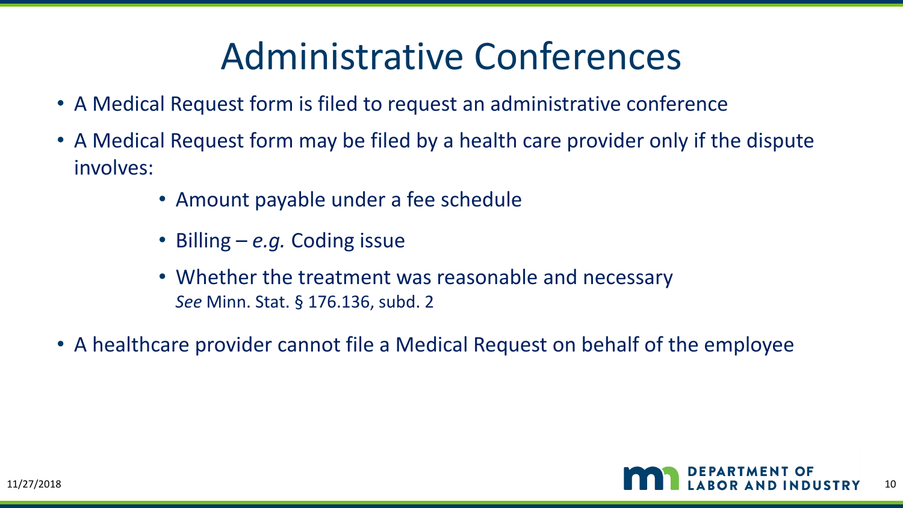# Administrative Conferences

- A Medical Request form is filed to request an administrative conference
- A Medical Request form may be filed by a health care provider only if the dispute involves:
  - Amount payable under a fee schedule
  - Billing – *e.g.* Coding issue
  - Whether the treatment was reasonable and necessary
    *See* Minn. Stat. § 176.136, subd. 2
- A healthcare provider cannot file a Medical Request on behalf of the employee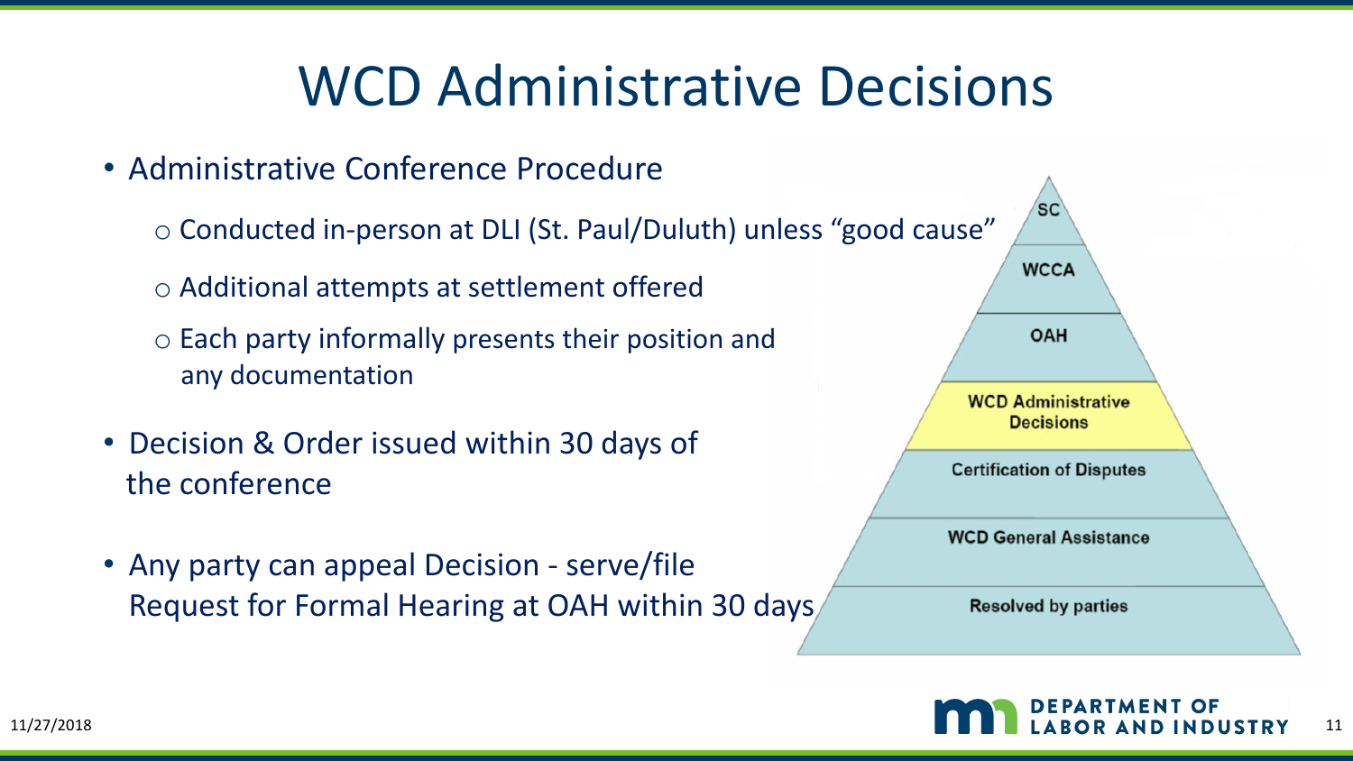# WCD Administrative Decisions

- Administrative Conference Procedure
  - Conducted in-person at DLI (St. Paul/Duluth) unless "good cause"
  - Additional attempts at settlement offered
  - Each party informally presents their position and any documentation
- Decision & Order issued within 30 days of the conference
- Any party can appeal Decision - serve/file Request for Formal Hearing at OAH within 30 days

SC

WCCA

OAH

WCD Administrative Decisions

Certification of Disputes

WCD General Assistance

Resolved by parties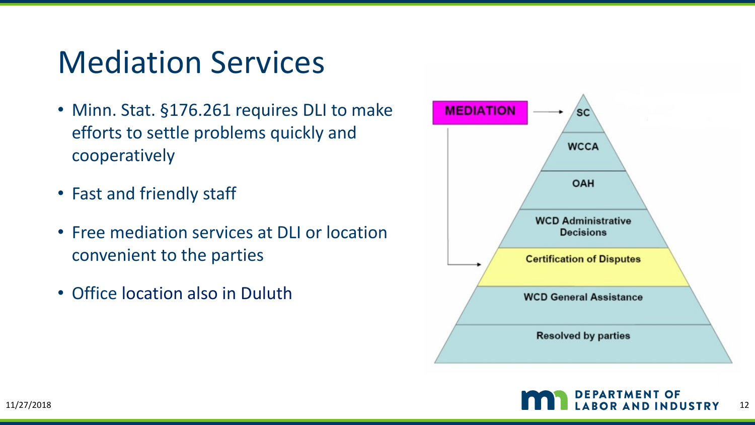# Mediation Services

- Minn. Stat. §176.261 requires DLI to make efforts to settle problems quickly and cooperatively
- Fast and friendly staff
- Free mediation services at DLI or location convenient to the parties
- Office location also in Duluth

MEDIATION

SC

WCCA

OAH

WCD Administrative Decisions

Certification of Disputes

WCD General Assistance

Resolved by parties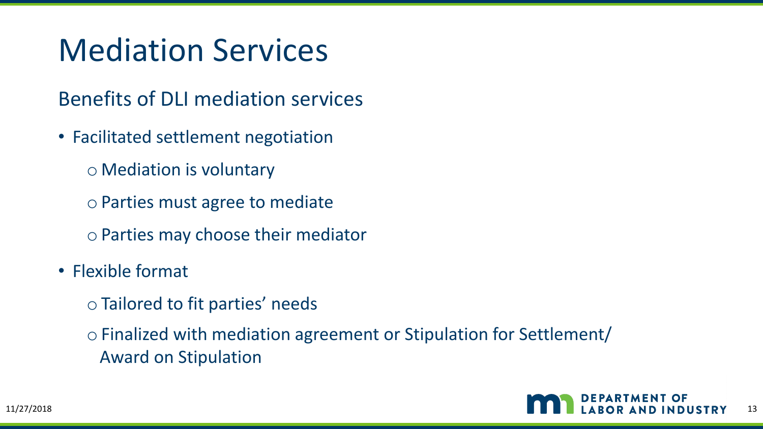# Mediation Services

## Benefits of DLI mediation services

- Facilitated settlement negotiation
  - Mediation is voluntary
  - Parties must agree to mediate
  - Parties may choose their mediator
- Flexible format
  - Tailored to fit parties' needs
  - Finalized with mediation agreement or Stipulation for Settlement/ Award on Stipulation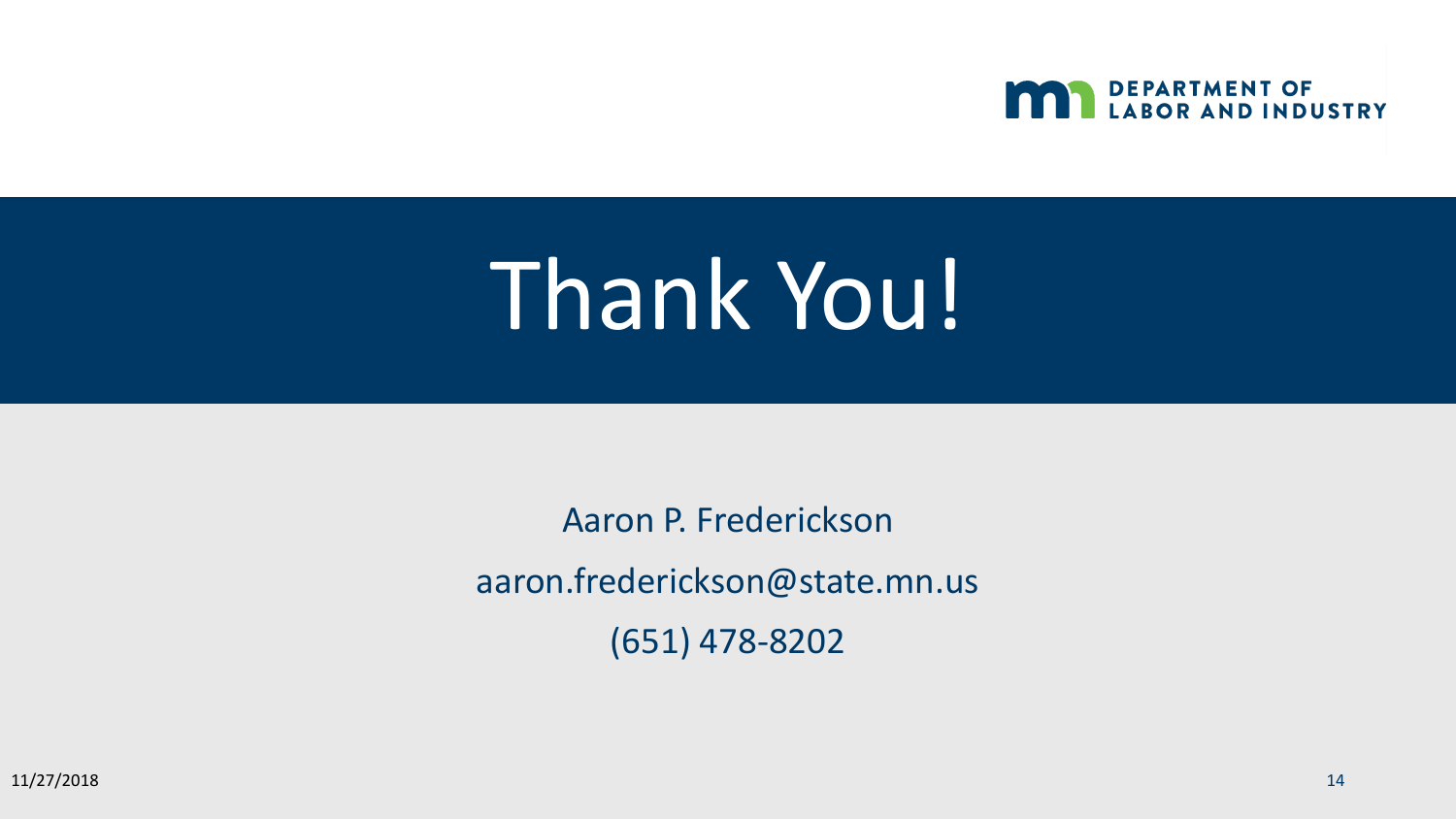DEPARTMENT OF LABOR AND INDUSTRY

# Thank You!

Aaron P. Frederickson

aaron.frederickson@state.mn.us

(651) 478-8202